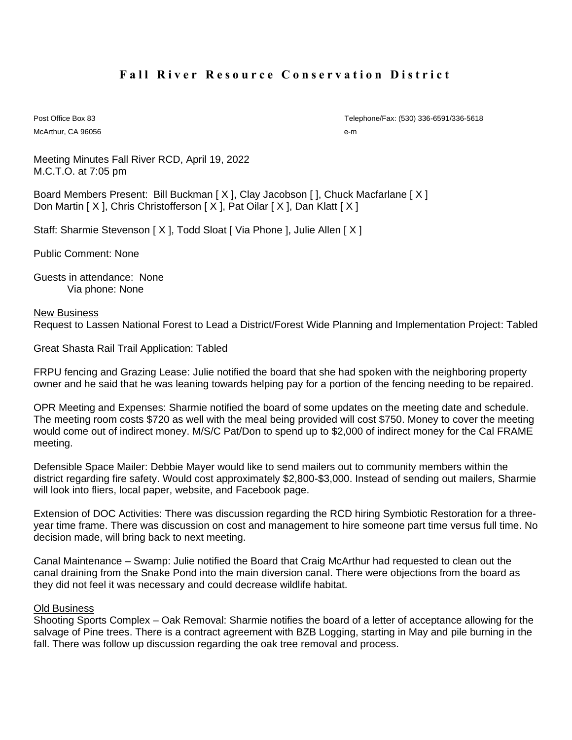# Fall River Resource Conservation District

Post Office Box 83
McArthur, CA 96056

Telephone/Fax: (530) 336-6591/336-5618
e-m

Meeting Minutes Fall River RCD, April 19, 2022
M.C.T.O. at 7:05 pm

Board Members Present: Bill Buckman [ X ], Clay Jacobson [ ], Chuck Macfarlane [ X ]
Don Martin [ X ], Chris Christofferson [ X ], Pat Oilar [ X ], Dan Klatt [ X ]

Staff: Sharmie Stevenson [ X ], Todd Sloat [ Via Phone ], Julie Allen [ X ]

Public Comment: None

Guests in attendance: None
Via phone: None

<u>New Business</u>

Request to Lassen National Forest to Lead a District/Forest Wide Planning and Implementation Project: Tabled

Great Shasta Rail Trail Application: Tabled

FRPU fencing and Grazing Lease: Julie notified the board that she had spoken with the neighboring property owner and he said that he was leaning towards helping pay for a portion of the fencing needing to be repaired.

OPR Meeting and Expenses: Sharmie notified the board of some updates on the meeting date and schedule. The meeting room costs $720 as well with the meal being provided will cost $750. Money to cover the meeting would come out of indirect money. M/S/C Pat/Don to spend up to $2,000 of indirect money for the Cal FRAME meeting.

Defensible Space Mailer: Debbie Mayer would like to send mailers out to community members within the district regarding fire safety. Would cost approximately $2,800-$3,000. Instead of sending out mailers, Sharmie will look into fliers, local paper, website, and Facebook page.

Extension of DOC Activities: There was discussion regarding the RCD hiring Symbiotic Restoration for a three-year time frame. There was discussion on cost and management to hire someone part time versus full time. No decision made, will bring back to next meeting.

Canal Maintenance – Swamp: Julie notified the Board that Craig McArthur had requested to clean out the canal draining from the Snake Pond into the main diversion canal. There were objections from the board as they did not feel it was necessary and could decrease wildlife habitat.

<u>Old Business</u>

Shooting Sports Complex – Oak Removal: Sharmie notifies the board of a letter of acceptance allowing for the salvage of Pine trees. There is a contract agreement with BZB Logging, starting in May and pile burning in the fall. There was follow up discussion regarding the oak tree removal and process.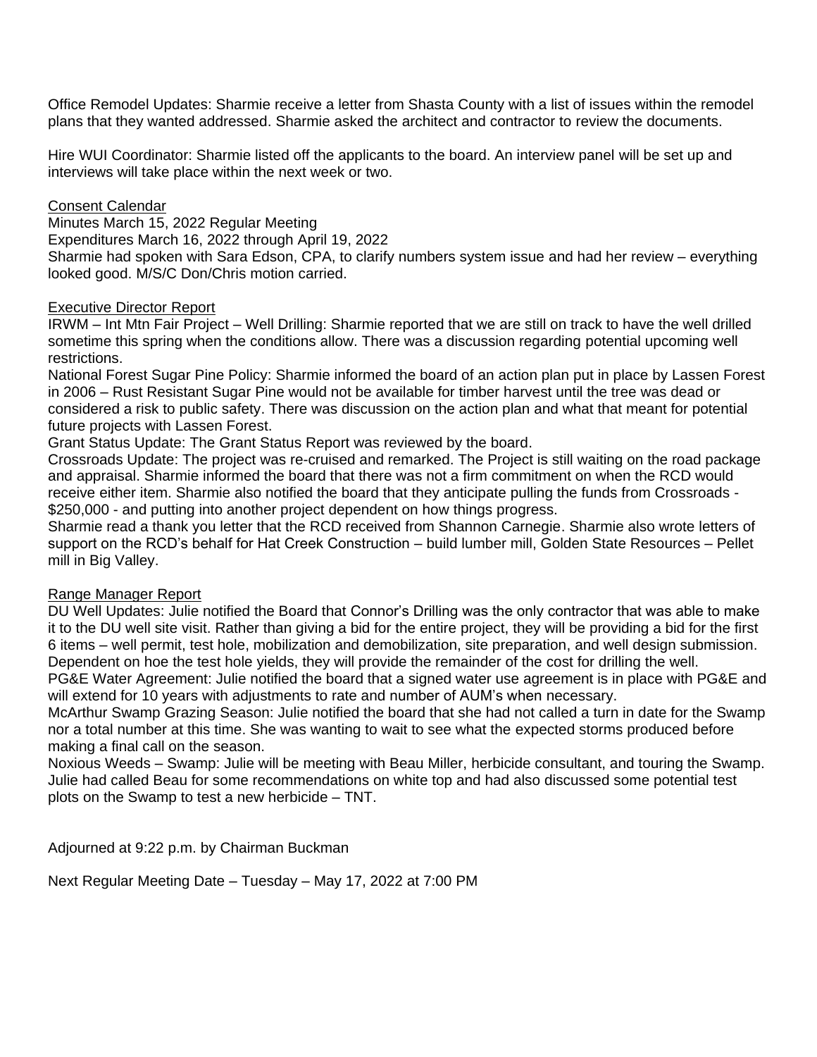Office Remodel Updates: Sharmie receive a letter from Shasta County with a list of issues within the remodel plans that they wanted addressed. Sharmie asked the architect and contractor to review the documents.

Hire WUI Coordinator: Sharmie listed off the applicants to the board. An interview panel will be set up and interviews will take place within the next week or two.

Consent Calendar

Minutes March 15, 2022 Regular Meeting
Expenditures March 16, 2022 through April 19, 2022
Sharmie had spoken with Sara Edson, CPA, to clarify numbers system issue and had her review – everything looked good. M/S/C Don/Chris motion carried.

Executive Director Report

IRWM – Int Mtn Fair Project – Well Drilling: Sharmie reported that we are still on track to have the well drilled sometime this spring when the conditions allow. There was a discussion regarding potential upcoming well restrictions.
National Forest Sugar Pine Policy: Sharmie informed the board of an action plan put in place by Lassen Forest in 2006 – Rust Resistant Sugar Pine would not be available for timber harvest until the tree was dead or considered a risk to public safety. There was discussion on the action plan and what that meant for potential future projects with Lassen Forest.
Grant Status Update: The Grant Status Report was reviewed by the board.
Crossroads Update: The project was re-cruised and remarked. The Project is still waiting on the road package and appraisal. Sharmie informed the board that there was not a firm commitment on when the RCD would receive either item. Sharmie also notified the board that they anticipate pulling the funds from Crossroads - $250,000 - and putting into another project dependent on how things progress.
Sharmie read a thank you letter that the RCD received from Shannon Carnegie. Sharmie also wrote letters of support on the RCD's behalf for Hat Creek Construction – build lumber mill, Golden State Resources – Pellet mill in Big Valley.

Range Manager Report

DU Well Updates: Julie notified the Board that Connor's Drilling was the only contractor that was able to make it to the DU well site visit. Rather than giving a bid for the entire project, they will be providing a bid for the first 6 items – well permit, test hole, mobilization and demobilization, site preparation, and well design submission. Dependent on hoe the test hole yields, they will provide the remainder of the cost for drilling the well.
PG&E Water Agreement: Julie notified the board that a signed water use agreement is in place with PG&E and will extend for 10 years with adjustments to rate and number of AUM's when necessary.
McArthur Swamp Grazing Season: Julie notified the board that she had not called a turn in date for the Swamp nor a total number at this time. She was wanting to wait to see what the expected storms produced before making a final call on the season.
Noxious Weeds – Swamp: Julie will be meeting with Beau Miller, herbicide consultant, and touring the Swamp. Julie had called Beau for some recommendations on white top and had also discussed some potential test plots on the Swamp to test a new herbicide – TNT.

Adjourned at 9:22 p.m. by Chairman Buckman

Next Regular Meeting Date – Tuesday – May 17, 2022 at 7:00 PM